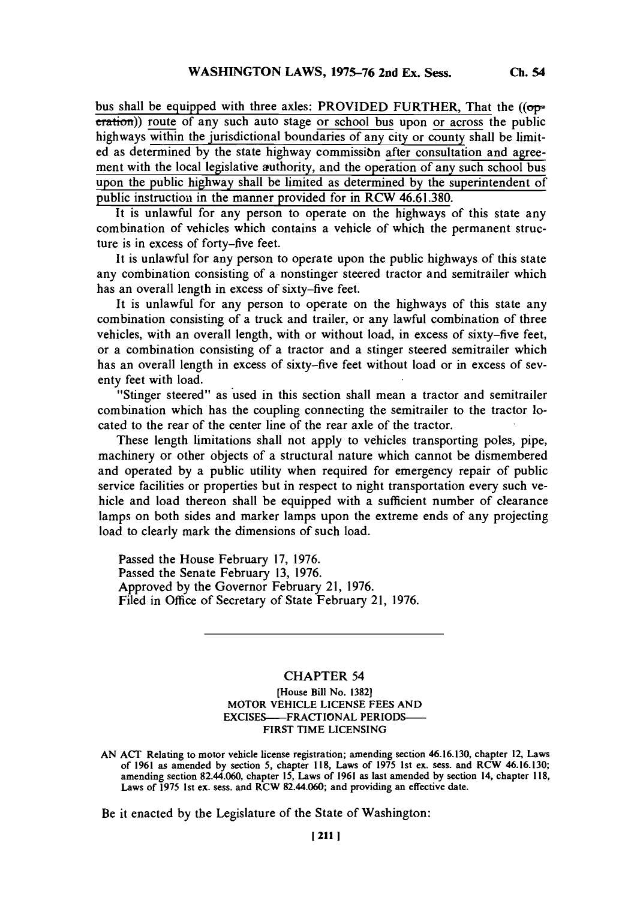bus shall be equipped with three axles: PROVIDED FURTHER, That the ((~~operation~~)) route of any such auto stage or school bus upon or across the public highways within the jurisdictional boundaries of any city or county shall be limited as determined by the state highway commission after consultation and agreement with the local legislative authority, and the operation of any such school bus upon the public highway shall be limited as determined by the superintendent of public instruction in the manner provided for in RCW 46.61.380.

It is unlawful for any person to operate on the highways of this state any combination of vehicles which contains a vehicle of which the permanent structure is in excess of forty-five feet.

It is unlawful for any person to operate upon the public highways of this state any combination consisting of a nonstinger steered tractor and semitrailer which has an overall length in excess of sixty-five feet.

It is unlawful for any person to operate on the highways of this state any combination consisting of a truck and trailer, or any lawful combination of three vehicles, with an overall length, with or without load, in excess of sixty-five feet, or a combination consisting of a tractor and a stinger steered semitrailer which has an overall length in excess of sixty-five feet without load or in excess of seventy feet with load.

"Stinger steered" as used in this section shall mean a tractor and semitrailer combination which has the coupling connecting the semitrailer to the tractor located to the rear of the center line of the rear axle of the tractor.

These length limitations shall not apply to vehicles transporting poles, pipe, machinery or other objects of a structural nature which cannot be dismembered and operated by a public utility when required for emergency repair of public service facilities or properties but in respect to night transportation every such vehicle and load thereon shall be equipped with a sufficient number of clearance lamps on both sides and marker lamps upon the extreme ends of any projecting load to clearly mark the dimensions of such load.

Passed the House February 17, 1976.
Passed the Senate February 13, 1976.
Approved by the Governor February 21, 1976.
Filed in Office of Secretary of State February 21, 1976.

---

## CHAPTER 54

[House Bill No. 1382]

MOTOR VEHICLE LICENSE FEES AND EXCISES——FRACTIONAL PERIODS——FIRST TIME LICENSING

AN ACT Relating to motor vehicle license registration; amending section 46.16.130, chapter 12, Laws of 1961 as amended by section 5, chapter 118, Laws of 1975 1st ex. sess. and RCW 46.16.130; amending section 82.44.060, chapter 15, Laws of 1961 as last amended by section 14, chapter 118, Laws of 1975 1st ex. sess. and RCW 82.44.060; and providing an effective date.

Be it enacted by the Legislature of the State of Washington: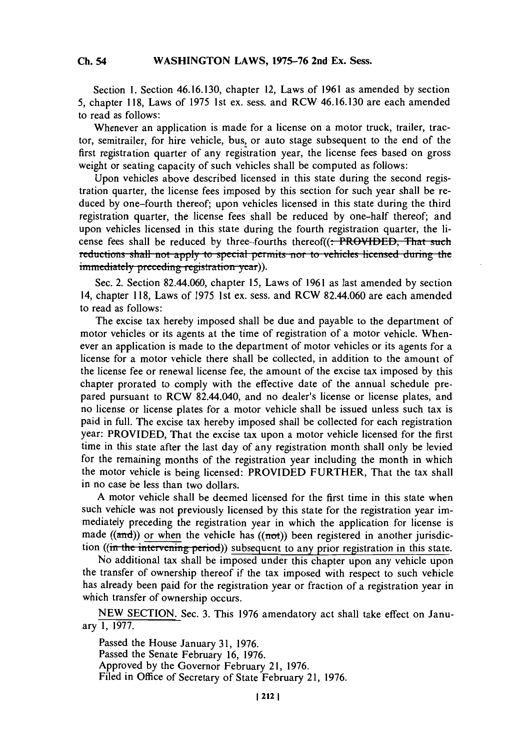Section 1. Section 46.16.130, chapter 12, Laws of 1961 as amended by section 5, chapter 118, Laws of 1975 1st ex. sess. and RCW 46.16.130 are each amended to read as follows:

Whenever an application is made for a license on a motor truck, trailer, tractor, semitrailer, for hire vehicle, bus, or auto stage subsequent to the end of the first registration quarter of any registration year, the license fees based on gross weight or seating capacity of such vehicles shall be computed as follows:

Upon vehicles above described licensed in this state during the second registration quarter, the license fees imposed by this section for such year shall be reduced by one-fourth thereof; upon vehicles licensed in this state during the third registration quarter, the license fees shall be reduced by one-half thereof; and upon vehicles licensed in this state during the fourth registration quarter, the license fees shall be reduced by three-fourths thereof((~~: PROVIDED, That such reductions shall not apply to special permits nor to vehicles licensed during the immediately preceding registration year~~)).

Sec. 2. Section 82.44.060, chapter 15, Laws of 1961 as last amended by section 14, chapter 118, Laws of 1975 1st ex. sess. and RCW 82.44.060 are each amended to read as follows:

The excise tax hereby imposed shall be due and payable to the department of motor vehicles or its agents at the time of registration of a motor vehicle. Whenever an application is made to the department of motor vehicles or its agents for a license for a motor vehicle there shall be collected, in addition to the amount of the license fee or renewal license fee, the amount of the excise tax imposed by this chapter prorated to comply with the effective date of the annual schedule prepared pursuant to RCW 82.44.040, and no dealer's license or license plates, and no license or license plates for a motor vehicle shall be issued unless such tax is paid in full. The excise tax hereby imposed shall be collected for each registration year: PROVIDED, That the excise tax upon a motor vehicle licensed for the first time in this state after the last day of any registration month shall only be levied for the remaining months of the registration year including the month in which the motor vehicle is being licensed: PROVIDED FURTHER, That the tax shall in no case be less than two dollars.

A motor vehicle shall be deemed licensed for the first time in this state when such vehicle was not previously licensed by this state for the registration year immediately preceding the registration year in which the application for license is made ((~~and~~)) <u>or when</u> the vehicle has ((~~not~~)) been registered in another jurisdiction ((~~in the intervening period~~)) <u>subsequent to any prior registration in this state.</u>

No additional tax shall be imposed under this chapter upon any vehicle upon the transfer of ownership thereof if the tax imposed with respect to such vehicle has already been paid for the registration year or fraction of a registration year in which transfer of ownership occurs.

<u>NEW SECTION.</u> Sec. 3. This 1976 amendatory act shall take effect on January 1, 1977.

Passed the House January 31, 1976.
Passed the Senate February 16, 1976.
Approved by the Governor February 21, 1976.
Filed in Office of Secretary of State February 21, 1976.